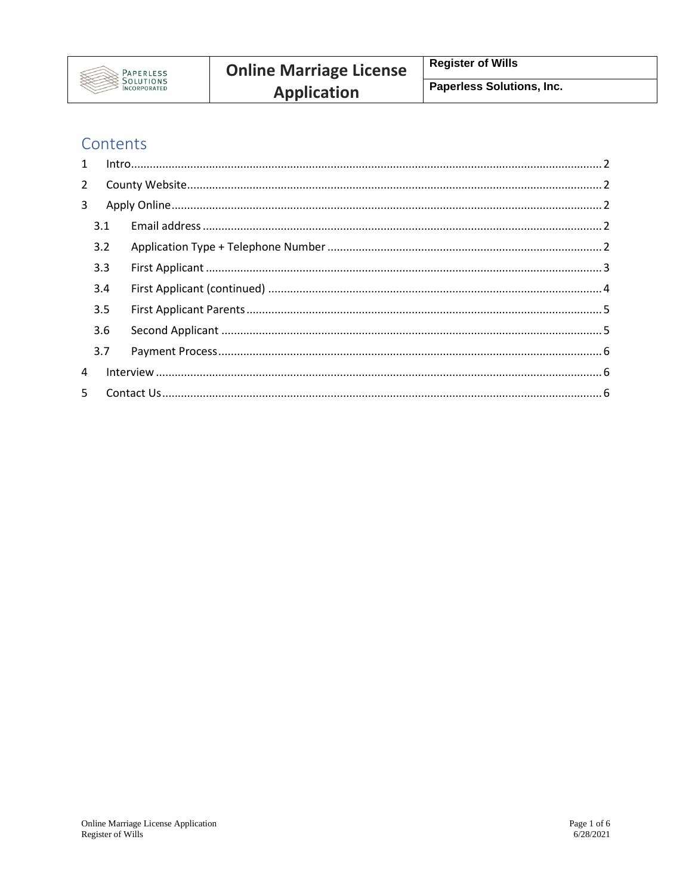| PAPERLESS SOLUTIONS INCORPORATED | **Online Marriage License Application** | **Register of Wills** |
| --- | --- | --- |
| | | **Paperless Solutions, Inc.** |

## Contents

1 Intro ..... 2

2 County Website ..... 2

3 Apply Online ..... 2

- 3.1 Email address ..... 2
- 3.2 Application Type + Telephone Number ..... 2
- 3.3 First Applicant ..... 3
- 3.4 First Applicant (continued) ..... 4
- 3.5 First Applicant Parents ..... 5
- 3.6 Second Applicant ..... 5
- 3.7 Payment Process ..... 6

4 Interview ..... 6

5 Contact Us ..... 6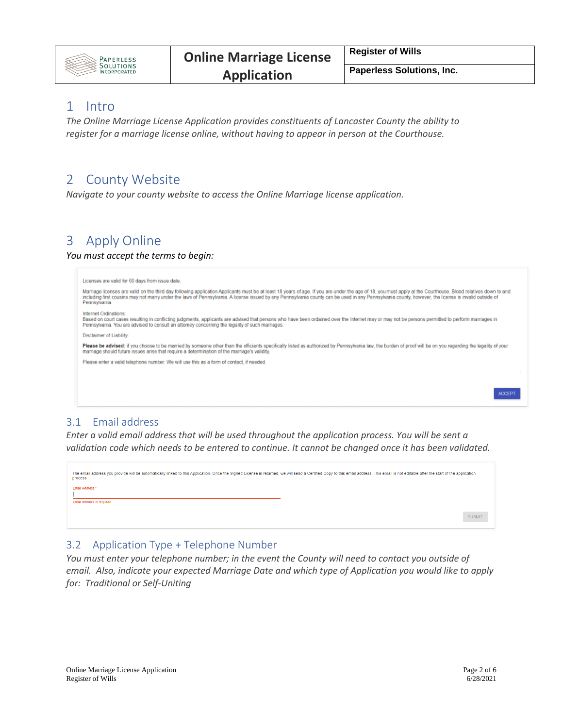# 1 Intro

*The Online Marriage License Application provides constituents of Lancaster County the ability to register for a marriage license online, without having to appear in person at the Courthouse.*

# 2 County Website

*Navigate to your county website to access the Online Marriage license application.*

# 3 Apply Online

*You must accept the terms to begin:*

Licenses are valid for 60 days from issue date.

Marriage licenses are valid on the third day following application Applicants must be at least 18 years of age. If you are under the age of 18, you must apply at the Courthouse. Blood relatives down to and including first cousins may not marry under the laws of Pennsylvania. A license issued by any Pennsylvania county can be used in any Pennsylvania county, however, the license is invalid outside of Pennsylvania.

Internet Ordinations:
Based on court cases resulting in conflicting judgments, applicants are advised that persons who have been ordained over the Internet may or may not be persons permitted to perform marriages in Pennsylvania. You are advised to consult an attorney concerning the legality of such marriages.

Disclaimer of Liability:

**Please be advised:** if you choose to be married by someone other than the officiants specifically listed as authorized by Pennsylvania law, the burden of proof will be on you regarding the legality of your marriage should future issues arise that require a determination of the marriage's validity.

Please enter a valid telephone number. We will use this as a form of contact, if needed.

ACCEPT

## 3.1 Email address

*Enter a valid email address that will be used throughout the application process. You will be sent a validation code which needs to be entered to continue. It cannot be changed once it has been validated.*

The email address you provide will be automatically linked to this Application. Once the Signed License is returned, we will send a Certified Copy to this email address. This email is not editable after the start of the application process.

Email Address *

Email address is required

SUBMIT

## 3.2 Application Type + Telephone Number

*You must enter your telephone number; in the event the County will need to contact you outside of email. Also, indicate your expected Marriage Date and which type of Application you would like to apply for: Traditional or Self-Uniting*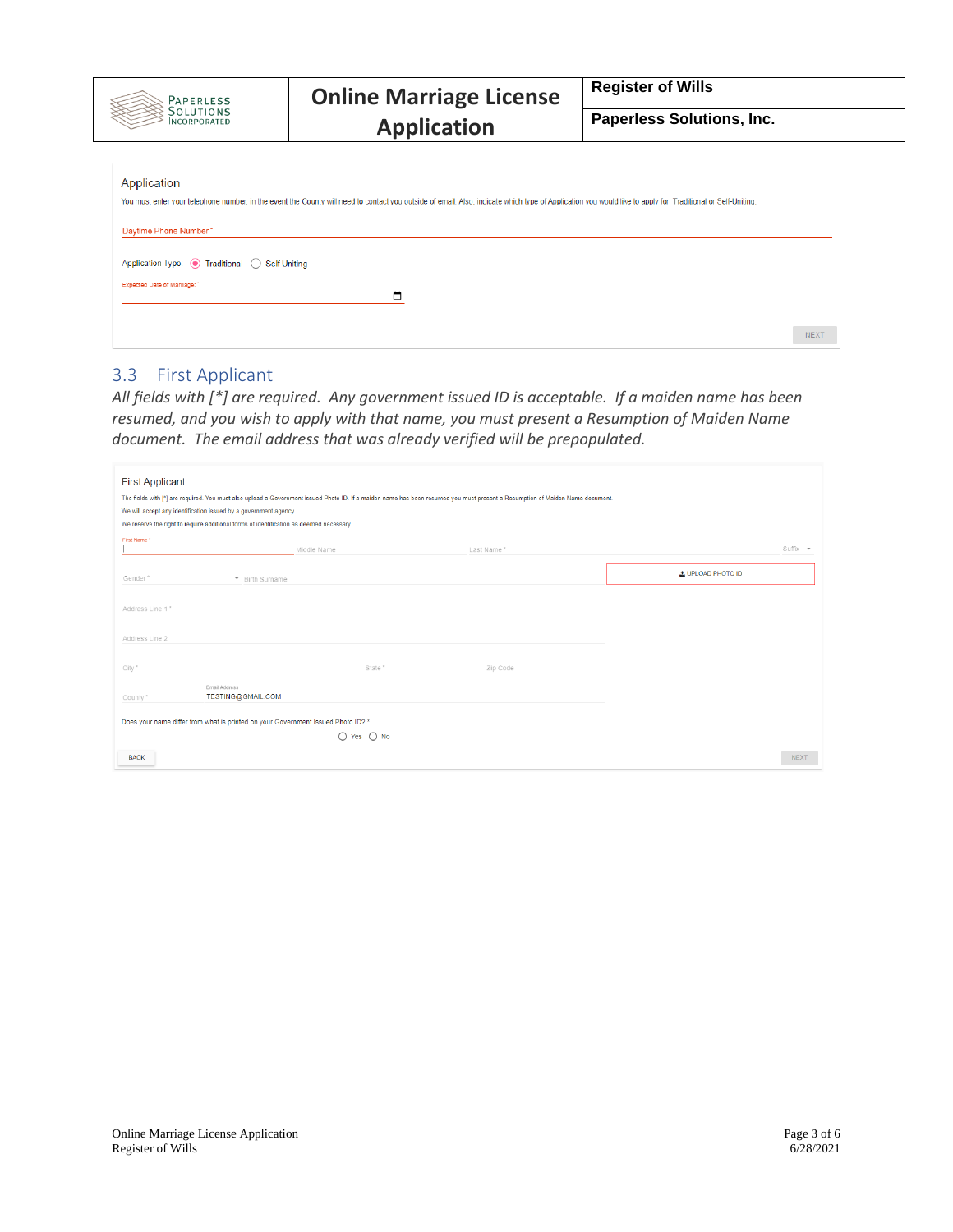Application

You must enter your telephone number, in the event the County will need to contact you outside of email. Also, indicate which type of Application you would like to apply for: Traditional or Self-Uniting.

Daytime Phone Number *

Application Type: (•) Traditional ( ) Self Uniting

Expected Date of Marriage: *

NEXT

## 3.3 First Applicant

*All fields with [*] are required. Any government issued ID is acceptable. If a maiden name has been resumed, and you wish to apply with that name, you must present a Resumption of Maiden Name document. The email address that was already verified will be prepopulated.*

First Applicant

The fields with [*] are required. You must also upload a Government issued Photo ID. If a maiden name has been resumed you must present a Resumption of Maiden Name document.

We will accept any identification issued by a government agency.

We reserve the right to require additional forms of identification as deemed necessary.

First Name * | Middle Name | Last Name * | Suffix

Gender * | Birth Surname | UPLOAD PHOTO ID

Address Line 1 *

Address Line 2

City * | State * | Zip Code

County * | Email Address: TESTING@GMAIL.COM

Does your name differ from what is printed on your Government Issued Photo ID? *

( ) Yes ( ) No

BACK | NEXT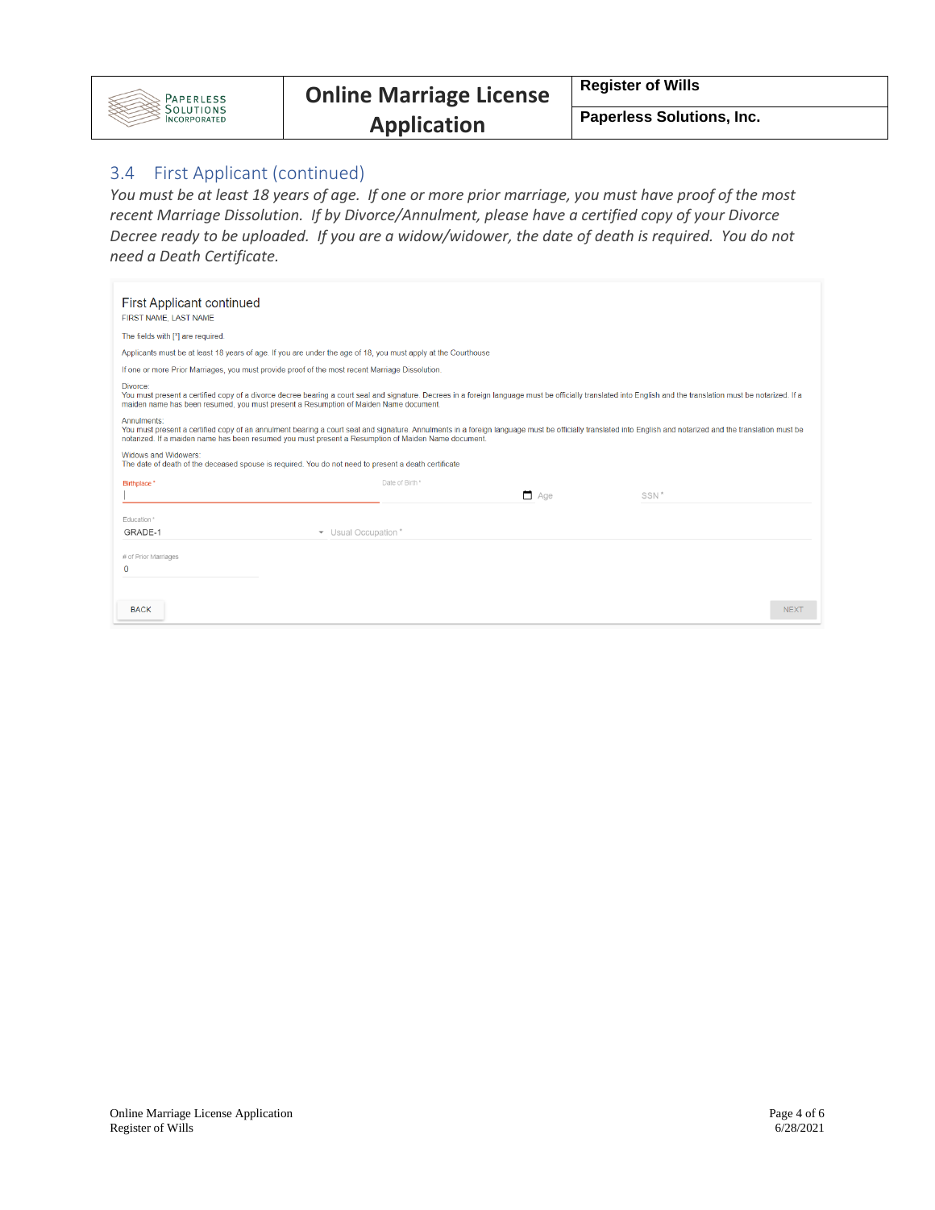## 3.4 First Applicant (continued)

*You must be at least 18 years of age. If one or more prior marriage, you must have proof of the most recent Marriage Dissolution. If by Divorce/Annulment, please have a certified copy of your Divorce Decree ready to be uploaded. If you are a widow/widower, the date of death is required. You do not need a Death Certificate.*

First Applicant continued

FIRST NAME, LAST NAME

The fields with [*] are required.

Applicants must be at least 18 years of age. If you are under the age of 18, you must apply at the Courthouse

If one or more Prior Marriages, you must provide proof of the most recent Marriage Dissolution.

Divorce:
You must present a certified copy of a divorce decree bearing a court seal and signature. Decrees in a foreign language must be officially translated into English and the translation must be notarized. If a maiden name has been resumed, you must present a Resumption of Maiden Name document.

Annulments:
You must present a certified copy of an annulment bearing a court seal and signature. Annulments in a foreign language must be officially translated into English and notarized and the translation must be notarized. If a maiden name has been resumed you must present a Resumption of Maiden Name document.

Widows and Widowers:
The date of death of the deceased spouse is required. You do not need to present a death certificate

Birthplace *

Date of Birth *

Age

SSN *

Education *

GRADE-1

Usual Occupation *

of Prior Marriages

0

BACK

NEXT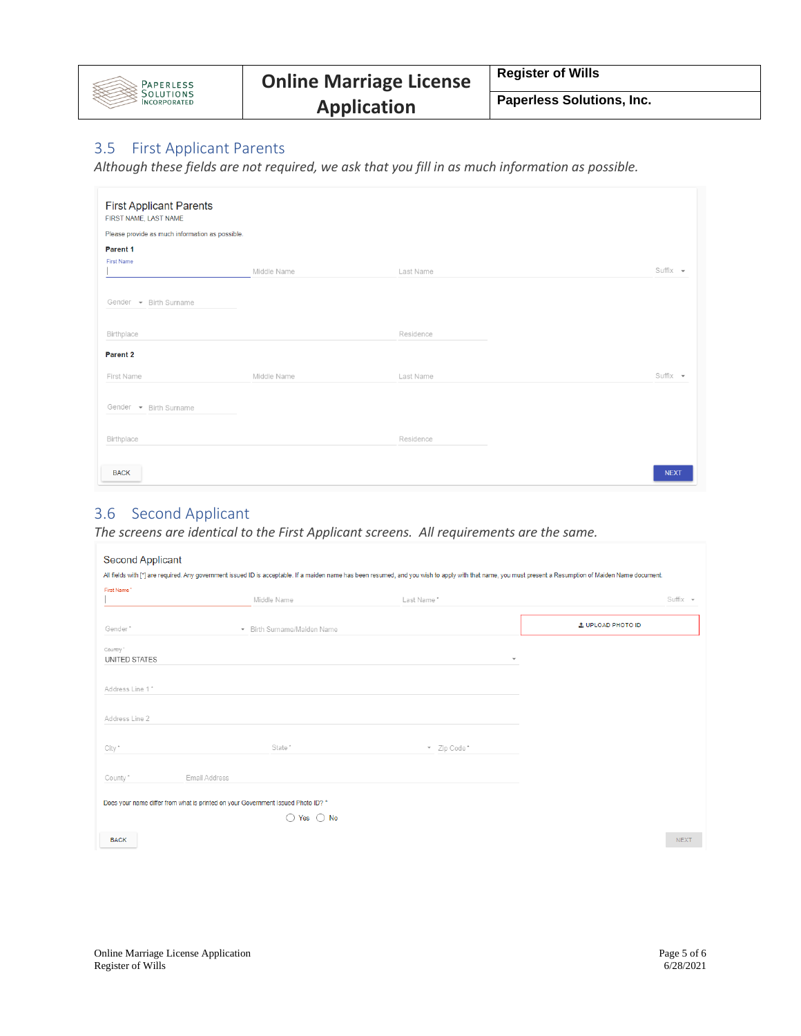## 3.5 First Applicant Parents

*Although these fields are not required, we ask that you fill in as much information as possible.*

First Applicant Parents

FIRST NAME, LAST NAME

Please provide as much information as possible.

**Parent 1**

First Name | Middle Name | Last Name | Suffix

Gender | Birth Surname

Birthplace | Residence

**Parent 2**

First Name | Middle Name | Last Name | Suffix

Gender | Birth Surname

Birthplace | Residence

BACK | NEXT

## 3.6 Second Applicant

*The screens are identical to the First Applicant screens. All requirements are the same.*

Second Applicant

All fields with [*] are required. Any government issued ID is acceptable. If a maiden name has been resumed, and you wish to apply with that name, you must present a Resumption of Maiden Name document.

First Name * | Middle Name | Last Name * | Suffix

Gender * | Birth Surname/Maiden Name | UPLOAD PHOTO ID

Country *
UNITED STATES

Address Line 1 *

Address Line 2

City * | State * | Zip Code *

County * | Email Address

Does your name differ from what is printed on your Government Issued Photo ID? *

Yes | No

BACK | NEXT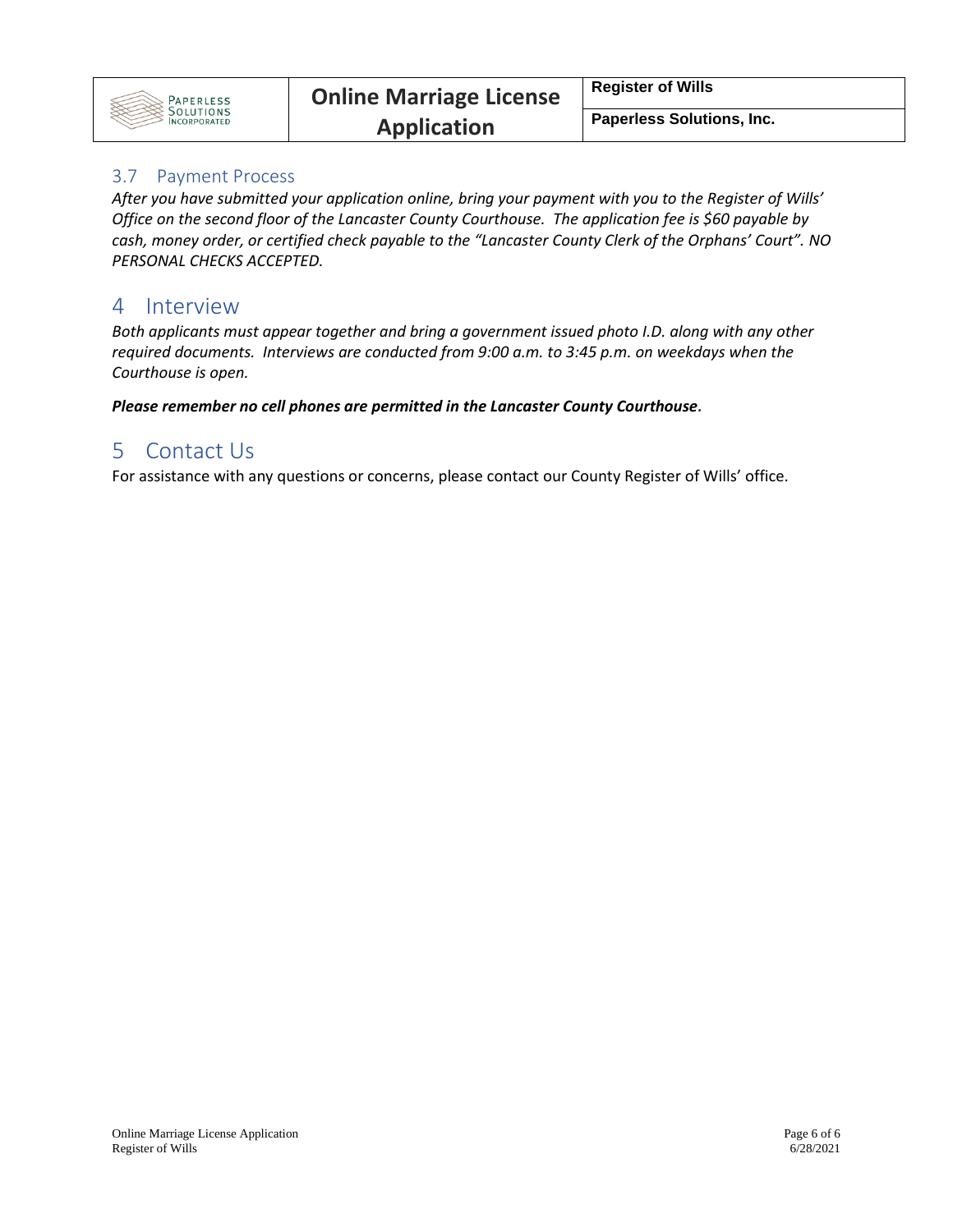### 3.7 Payment Process

*After you have submitted your application online, bring your payment with you to the Register of Wills' Office on the second floor of the Lancaster County Courthouse. The application fee is $60 payable by cash, money order, or certified check payable to the "Lancaster County Clerk of the Orphans' Court". NO PERSONAL CHECKS ACCEPTED.*

## 4 Interview

*Both applicants must appear together and bring a government issued photo I.D. along with any other required documents. Interviews are conducted from 9:00 a.m. to 3:45 p.m. on weekdays when the Courthouse is open.*

***Please remember no cell phones are permitted in the Lancaster County Courthouse.***

## 5 Contact Us

For assistance with any questions or concerns, please contact our County Register of Wills' office.